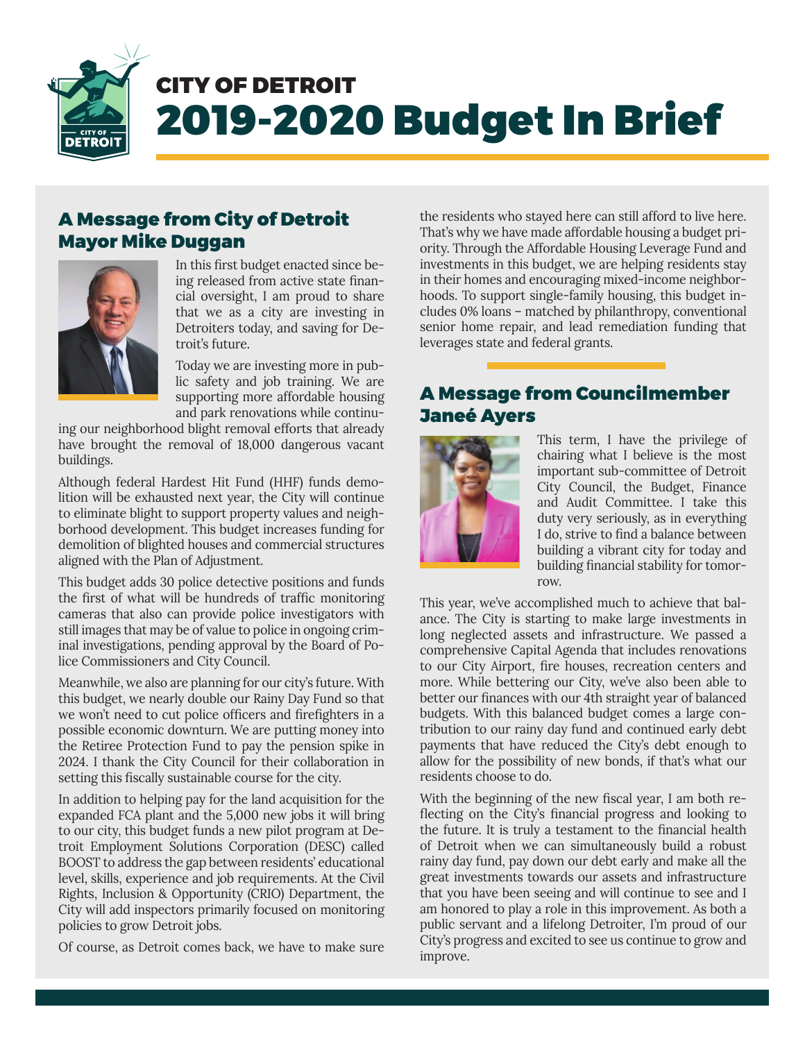# CITY OF DETROIT
# 2019-2020 Budget In Brief

## A Message from City of Detroit Mayor Mike Duggan

In this first budget enacted since being released from active state financial oversight, I am proud to share that we as a city are investing in Detroiters today, and saving for Detroit's future.

Today we are investing more in public safety and job training. We are supporting more affordable housing and park renovations while continuing our neighborhood blight removal efforts that already have brought the removal of 18,000 dangerous vacant buildings.

Although federal Hardest Hit Fund (HHF) funds demolition will be exhausted next year, the City will continue to eliminate blight to support property values and neighborhood development. This budget increases funding for demolition of blighted houses and commercial structures aligned with the Plan of Adjustment.

This budget adds 30 police detective positions and funds the first of what will be hundreds of traffic monitoring cameras that also can provide police investigators with still images that may be of value to police in ongoing criminal investigations, pending approval by the Board of Police Commissioners and City Council.

Meanwhile, we also are planning for our city's future. With this budget, we nearly double our Rainy Day Fund so that we won't need to cut police officers and firefighters in a possible economic downturn. We are putting money into the Retiree Protection Fund to pay the pension spike in 2024. I thank the City Council for their collaboration in setting this fiscally sustainable course for the city.

In addition to helping pay for the land acquisition for the expanded FCA plant and the 5,000 new jobs it will bring to our city, this budget funds a new pilot program at Detroit Employment Solutions Corporation (DESC) called BOOST to address the gap between residents' educational level, skills, experience and job requirements. At the Civil Rights, Inclusion & Opportunity (CRIO) Department, the City will add inspectors primarily focused on monitoring policies to grow Detroit jobs.

Of course, as Detroit comes back, we have to make sure the residents who stayed here can still afford to live here. That's why we have made affordable housing a budget priority. Through the Affordable Housing Leverage Fund and investments in this budget, we are helping residents stay in their homes and encouraging mixed-income neighborhoods. To support single-family housing, this budget includes 0% loans – matched by philanthropy, conventional senior home repair, and lead remediation funding that leverages state and federal grants.

## A Message from Councilmember Janeé Ayers

This term, I have the privilege of chairing what I believe is the most important sub-committee of Detroit City Council, the Budget, Finance and Audit Committee. I take this duty very seriously, as in everything I do, strive to find a balance between building a vibrant city for today and building financial stability for tomorrow.

This year, we've accomplished much to achieve that balance. The City is starting to make large investments in long neglected assets and infrastructure. We passed a comprehensive Capital Agenda that includes renovations to our City Airport, fire houses, recreation centers and more. While bettering our City, we've also been able to better our finances with our 4th straight year of balanced budgets. With this balanced budget comes a large contribution to our rainy day fund and continued early debt payments that have reduced the City's debt enough to allow for the possibility of new bonds, if that's what our residents choose to do.

With the beginning of the new fiscal year, I am both reflecting on the City's financial progress and looking to the future. It is truly a testament to the financial health of Detroit when we can simultaneously build a robust rainy day fund, pay down our debt early and make all the great investments towards our assets and infrastructure that you have been seeing and will continue to see and I am honored to play a role in this improvement. As both a public servant and a lifelong Detroiter, I'm proud of our City's progress and excited to see us continue to grow and improve.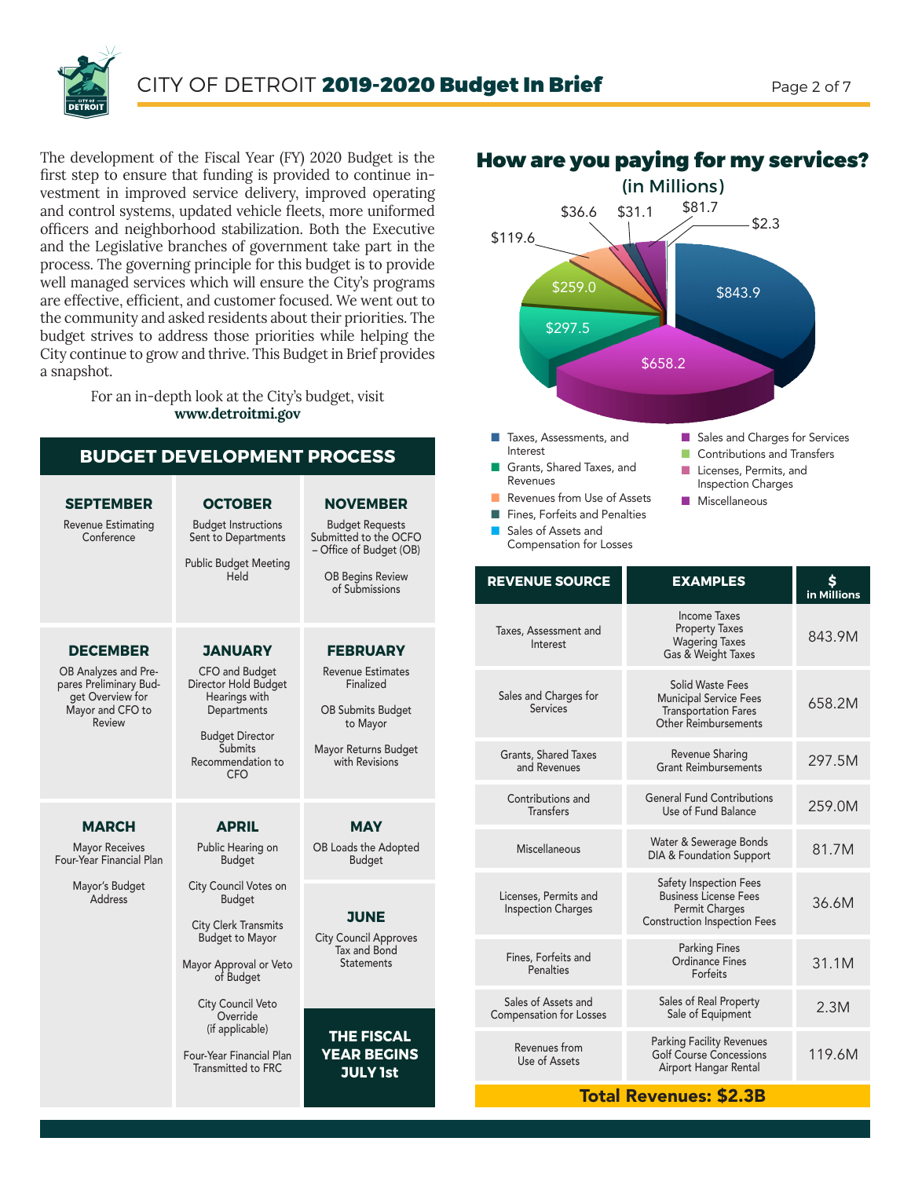The development of the Fiscal Year (FY) 2020 Budget is the first step to ensure that funding is provided to continue investment in improved service delivery, improved operating and control systems, updated vehicle fleets, more uniformed officers and neighborhood stabilization. Both the Executive and the Legislative branches of government take part in the process. The governing principle for this budget is to provide well managed services which will ensure the City's programs are effective, efficient, and customer focused. We went out to the community and asked residents about their priorities. The budget strives to address those priorities while helping the City continue to grow and thrive. This Budget in Brief provides a snapshot.

For an in-depth look at the City's budget, visit **www.detroitmi.gov**

## BUDGET DEVELOPMENT PROCESS

| SEPTEMBER | OCTOBER | NOVEMBER |
|---|---|---|
| Revenue Estimating Conference | Budget Instructions Sent to Departments<br>Public Budget Meeting Held | Budget Requests Submitted to the OCFO – Office of Budget (OB)<br>OB Begins Review of Submissions |
| **DECEMBER** | **JANUARY** | **FEBRUARY** |
| OB Analyzes and Prepares Preliminary Budget Overview for Mayor and CFO to Review | CFO and Budget Director Hold Budget Hearings with Departments<br>Budget Director Submits Recommendation to CFO | Revenue Estimates Finalized<br>OB Submits Budget to Mayor<br>Mayor Returns Budget with Revisions |
| **MARCH** | **APRIL** | **MAY** |
| Mayor Receives Four-Year Financial Plan<br>Mayor's Budget Address | Public Hearing on Budget<br>City Council Votes on Budget<br>City Clerk Transmits Budget to Mayor<br>Mayor Approval or Veto of Budget<br>City Council Veto Override (if applicable)<br>Four-Year Financial Plan Transmitted to FRC | OB Loads the Adopted Budget<br>**JUNE**<br>City Council Approves Tax and Bond Statements<br>**THE FISCAL YEAR BEGINS JULY 1st** |

## How are you paying for my services?

(in Millions)

- Taxes, Assessments, and Interest: $843.9
- Sales and Charges for Services: $658.2
- Grants, Shared Taxes, and Revenues: $297.5
- Contributions and Transfers: $259.0
- Revenues from Use of Assets: $119.6
- Licenses, Permits, and Inspection Charges: $36.6
- Fines, Forfeits and Penalties: $31.1
- Miscellaneous: $81.7
- Sales of Assets and Compensation for Losses: $2.3

| REVENUE SOURCE | EXAMPLES | $ in Millions |
|---|---|---|
| Taxes, Assessment and Interest | Income Taxes<br>Property Taxes<br>Wagering Taxes<br>Gas & Weight Taxes | 843.9M |
| Sales and Charges for Services | Solid Waste Fees<br>Municipal Service Fees<br>Transportation Fares<br>Other Reimbursements | 658.2M |
| Grants, Shared Taxes and Revenues | Revenue Sharing<br>Grant Reimbursements | 297.5M |
| Contributions and Transfers | General Fund Contributions<br>Use of Fund Balance | 259.0M |
| Miscellaneous | Water & Sewerage Bonds<br>DIA & Foundation Support | 81.7M |
| Licenses, Permits and Inspection Charges | Safety Inspection Fees<br>Business License Fees<br>Permit Charges<br>Construction Inspection Fees | 36.6M |
| Fines, Forfeits and Penalties | Parking Fines<br>Ordinance Fines<br>Forfeits | 31.1M |
| Sales of Assets and Compensation for Losses | Sales of Real Property<br>Sale of Equipment | 2.3M |
| Revenues from Use of Assets | Parking Facility Revenues<br>Golf Course Concessions<br>Airport Hangar Rental | 119.6M |

**Total Revenues: $2.3B**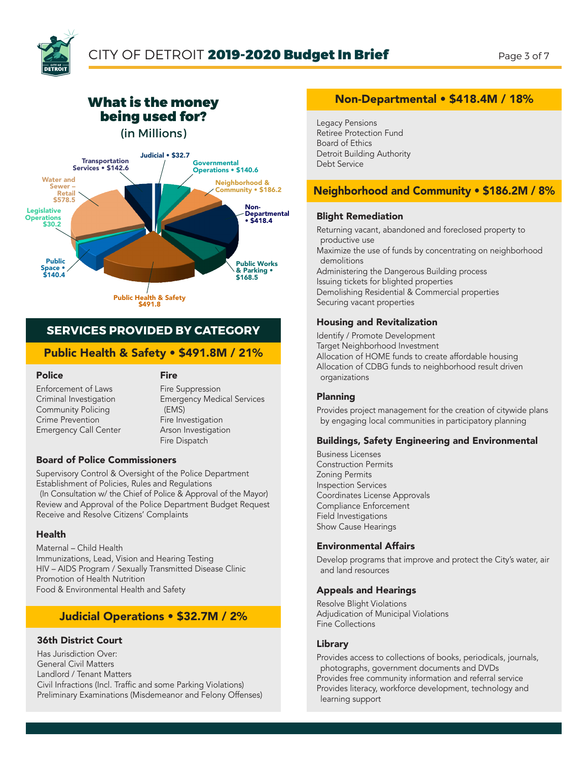## What is the money being used for?

(in Millions)

Judicial • $32.7
Governmental Operations • $140.6
Neighborhood & Community • $186.2
Non-Departmental • $418.4
Public Works & Parking • $168.5
Public Health & Safety $491.8
Public Space • $140.4
Legislative Operations $30.2
Water and Sewer – Retail $578.5
Transportation Services • $142.6

## SERVICES PROVIDED BY CATEGORY

### Public Health & Safety • $491.8M / 21%

**Police**

Enforcement of Laws
Criminal Investigation
Community Policing
Crime Prevention
Emergency Call Center

**Fire**

Fire Suppression
Emergency Medical Services (EMS)
Fire Investigation
Arson Investigation
Fire Dispatch

**Board of Police Commissioners**

Supervisory Control & Oversight of the Police Department
Establishment of Policies, Rules and Regulations
(In Consultation w/ the Chief of Police & Approval of the Mayor)
Review and Approval of the Police Department Budget Request
Receive and Resolve Citizens' Complaints

**Health**

Maternal – Child Health
Immunizations, Lead, Vision and Hearing Testing
HIV – AIDS Program / Sexually Transmitted Disease Clinic
Promotion of Health Nutrition
Food & Environmental Health and Safety

### Judicial Operations • $32.7M / 2%

**36th District Court**

Has Jurisdiction Over:
General Civil Matters
Landlord / Tenant Matters
Civil Infractions (Incl. Traffic and some Parking Violations)
Preliminary Examinations (Misdemeanor and Felony Offenses)

### Non-Departmental • $418.4M / 18%

Legacy Pensions
Retiree Protection Fund
Board of Ethics
Detroit Building Authority
Debt Service

### Neighborhood and Community • $186.2M / 8%

**Blight Remediation**

Returning vacant, abandoned and foreclosed property to productive use
Maximize the use of funds by concentrating on neighborhood demolitions
Administering the Dangerous Building process
Issuing tickets for blighted properties
Demolishing Residential & Commercial properties
Securing vacant properties

**Housing and Revitalization**

Identify / Promote Development
Target Neighborhood Investment
Allocation of HOME funds to create affordable housing
Allocation of CDBG funds to neighborhood result driven organizations

**Planning**

Provides project management for the creation of citywide plans by engaging local communities in participatory planning

**Buildings, Safety Engineering and Environmental**

Business Licenses
Construction Permits
Zoning Permits
Inspection Services
Coordinates License Approvals
Compliance Enforcement
Field Investigations
Show Cause Hearings

**Environmental Affairs**

Develop programs that improve and protect the City's water, air and land resources

**Appeals and Hearings**

Resolve Blight Violations
Adjudication of Municipal Violations
Fine Collections

**Library**

Provides access to collections of books, periodicals, journals, photographs, government documents and DVDs
Provides free community information and referral service
Provides literacy, workforce development, technology and learning support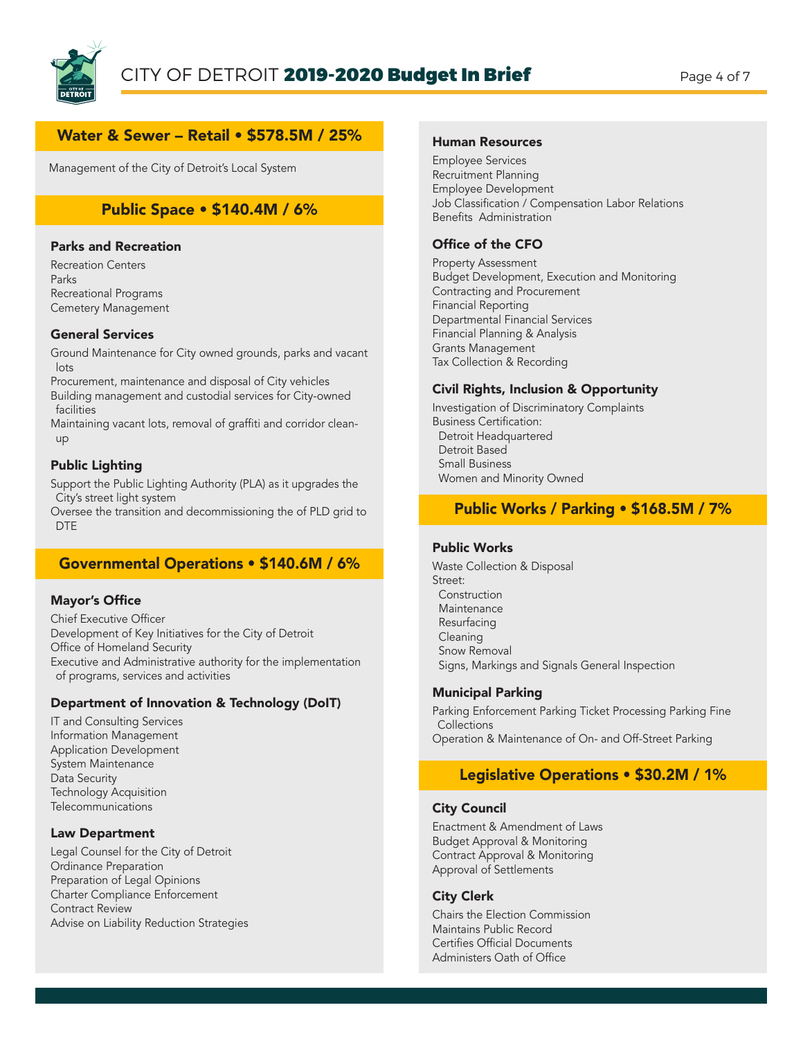## Water & Sewer – Retail • $578.5M / 25%

Management of the City of Detroit's Local System

## Public Space • $140.4M / 6%

### Parks and Recreation

Recreation Centers
Parks
Recreational Programs
Cemetery Management

### General Services

Ground Maintenance for City owned grounds, parks and vacant lots
Procurement, maintenance and disposal of City vehicles
Building management and custodial services for City-owned facilities
Maintaining vacant lots, removal of graffiti and corridor clean-up

### Public Lighting

Support the Public Lighting Authority (PLA) as it upgrades the City's street light system
Oversee the transition and decommissioning the of PLD grid to DTE

## Governmental Operations • $140.6M / 6%

### Mayor's Office

Chief Executive Officer
Development of Key Initiatives for the City of Detroit
Office of Homeland Security
Executive and Administrative authority for the implementation of programs, services and activities

### Department of Innovation & Technology (DoIT)

IT and Consulting Services
Information Management
Application Development
System Maintenance
Data Security
Technology Acquisition
Telecommunications

### Law Department

Legal Counsel for the City of Detroit
Ordinance Preparation
Preparation of Legal Opinions
Charter Compliance Enforcement
Contract Review
Advise on Liability Reduction Strategies

### Human Resources

Employee Services
Recruitment Planning
Employee Development
Job Classification / Compensation Labor Relations
Benefits Administration

### Office of the CFO

Property Assessment
Budget Development, Execution and Monitoring
Contracting and Procurement
Financial Reporting
Departmental Financial Services
Financial Planning & Analysis
Grants Management
Tax Collection & Recording

### Civil Rights, Inclusion & Opportunity

Investigation of Discriminatory Complaints
Business Certification:
- Detroit Headquartered
- Detroit Based
- Small Business
- Women and Minority Owned

## Public Works / Parking • $168.5M / 7%

### Public Works

Waste Collection & Disposal
Street:
- Construction
- Maintenance
- Resurfacing
- Cleaning
- Snow Removal
- Signs, Markings and Signals General Inspection

### Municipal Parking

Parking Enforcement Parking Ticket Processing Parking Fine Collections
Operation & Maintenance of On- and Off-Street Parking

## Legislative Operations • $30.2M / 1%

### City Council

Enactment & Amendment of Laws
Budget Approval & Monitoring
Contract Approval & Monitoring
Approval of Settlements

### City Clerk

Chairs the Election Commission
Maintains Public Record
Certifies Official Documents
Administers Oath of Office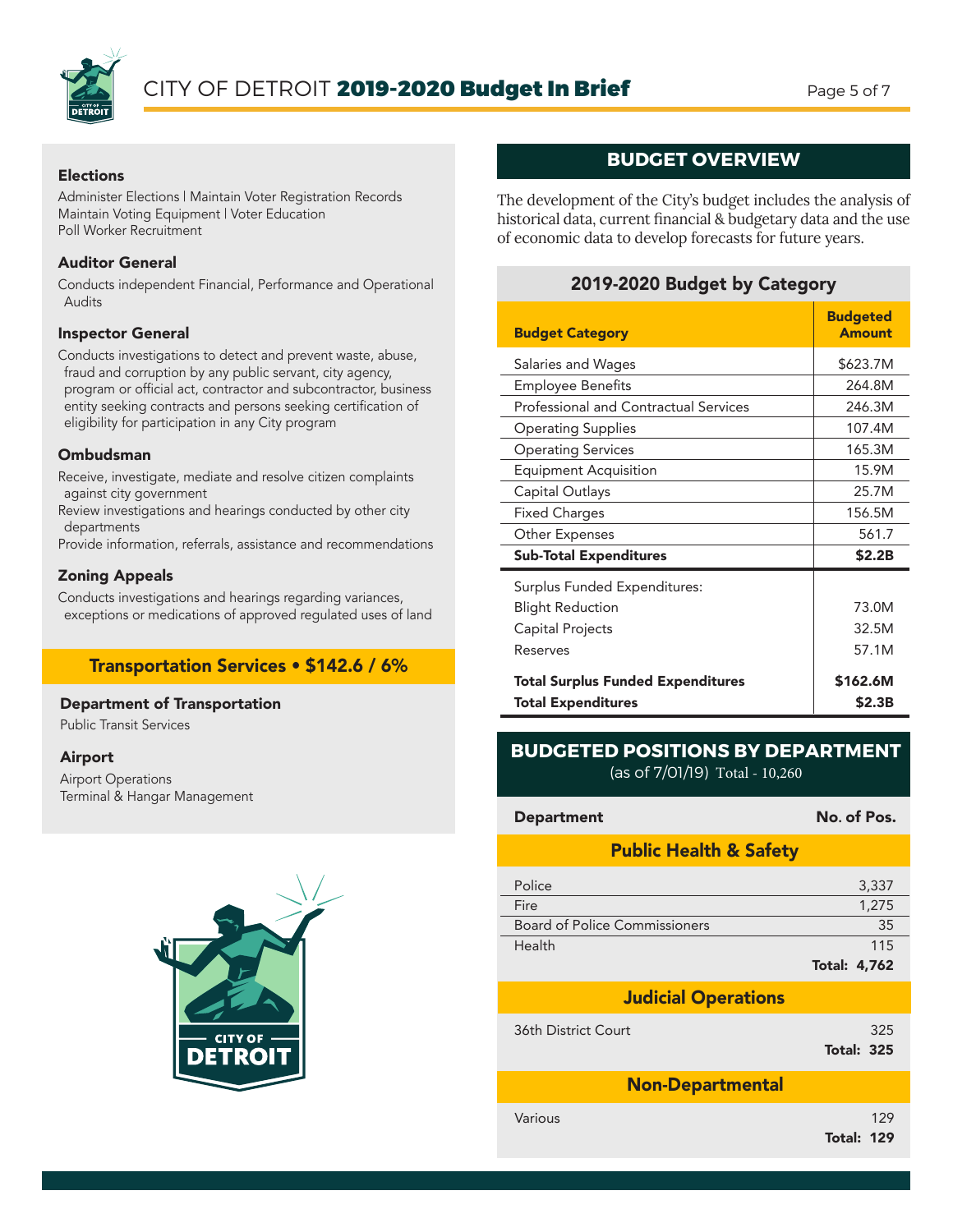### Elections

Administer Elections | Maintain Voter Registration Records
Maintain Voting Equipment | Voter Education
Poll Worker Recruitment

### Auditor General

Conducts independent Financial, Performance and Operational Audits

### Inspector General

Conducts investigations to detect and prevent waste, abuse, fraud and corruption by any public servant, city agency, program or official act, contractor and subcontractor, business entity seeking contracts and persons seeking certification of eligibility for participation in any City program

### Ombudsman

Receive, investigate, mediate and resolve citizen complaints against city government
Review investigations and hearings conducted by other city departments
Provide information, referrals, assistance and recommendations

### Zoning Appeals

Conducts investigations and hearings regarding variances, exceptions or medications of approved regulated uses of land

## Transportation Services • $142.6 / 6%

### Department of Transportation

Public Transit Services

### Airport

Airport Operations
Terminal & Hangar Management

## BUDGET OVERVIEW

The development of the City's budget includes the analysis of historical data, current financial & budgetary data and the use of economic data to develop forecasts for future years.

### 2019-2020 Budget by Category

| Budget Category | Budgeted Amount |
|---|---|
| Salaries and Wages | $623.7M |
| Employee Benefits | 264.8M |
| Professional and Contractual Services | 246.3M |
| Operating Supplies | 107.4M |
| Operating Services | 165.3M |
| Equipment Acquisition | 15.9M |
| Capital Outlays | 25.7M |
| Fixed Charges | 156.5M |
| Other Expenses | 561.7 |
| **Sub-Total Expenditures** | **$2.2B** |
| Surplus Funded Expenditures: | |
| Blight Reduction | 73.0M |
| Capital Projects | 32.5M |
| Reserves | 57.1M |
| **Total Surplus Funded Expenditures** | **$162.6M** |
| **Total Expenditures** | **$2.3B** |

## BUDGETED POSITIONS BY DEPARTMENT

(as of 7/01/19) Total - 10,260

| Department | No. of Pos. |
|---|---|
| **Public Health & Safety** | |
| Police | 3,337 |
| Fire | 1,275 |
| Board of Police Commissioners | 35 |
| Health | 115 |
| | **Total: 4,762** |
| **Judicial Operations** | |
| 36th District Court | 325 |
| | **Total: 325** |
| **Non-Departmental** | |
| Various | 129 |
| | **Total: 129** |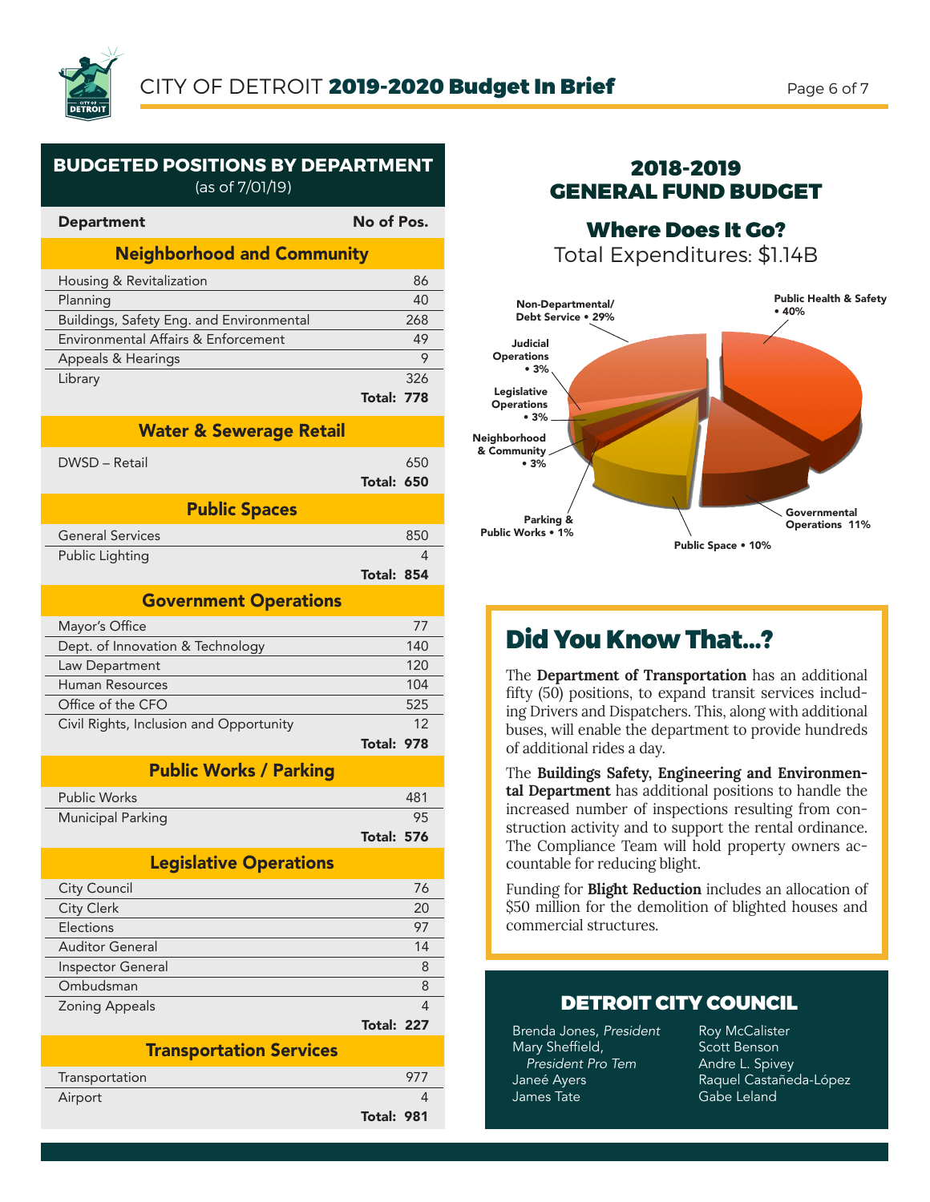## BUDGETED POSITIONS BY DEPARTMENT

(as of 7/01/19)

| Department | No of Pos. |
|---|---|
| **Neighborhood and Community** | |
| Housing & Revitalization | 86 |
| Planning | 40 |
| Buildings, Safety Eng. and Environmental | 268 |
| Environmental Affairs & Enforcement | 49 |
| Appeals & Hearings | 9 |
| Library | 326 |
| **Total:** | **778** |
| **Water & Sewerage Retail** | |
| DWSD – Retail | 650 |
| **Total:** | **650** |
| **Public Spaces** | |
| General Services | 850 |
| Public Lighting | 4 |
| **Total:** | **854** |
| **Government Operations** | |
| Mayor's Office | 77 |
| Dept. of Innovation & Technology | 140 |
| Law Department | 120 |
| Human Resources | 104 |
| Office of the CFO | 525 |
| Civil Rights, Inclusion and Opportunity | 12 |
| **Total:** | **978** |
| **Public Works / Parking** | |
| Public Works | 481 |
| Municipal Parking | 95 |
| **Total:** | **576** |
| **Legislative Operations** | |
| City Council | 76 |
| City Clerk | 20 |
| Elections | 97 |
| Auditor General | 14 |
| Inspector General | 8 |
| Ombudsman | 8 |
| Zoning Appeals | 4 |
| **Total:** | **227** |
| **Transportation Services** | |
| Transportation | 977 |
| Airport | 4 |
| **Total:** | **981** |

## 2018-2019 GENERAL FUND BUDGET

### Where Does It Go?

Total Expenditures: $1.14B

- Public Health & Safety • 40%
- Non-Departmental/ Debt Service • 29%
- Governmental Operations 11%
- Public Space • 10%
- Judicial Operations • 3%
- Legislative Operations • 3%
- Neighborhood & Community • 3%
- Parking & Public Works • 1%

## Did You Know That...?

The **Department of Transportation** has an additional fifty (50) positions, to expand transit services including Drivers and Dispatchers. This, along with additional buses, will enable the department to provide hundreds of additional rides a day.

The **Buildings Safety, Engineering and Environmental Department** has additional positions to handle the increased number of inspections resulting from construction activity and to support the rental ordinance. The Compliance Team will hold property owners accountable for reducing blight.

Funding for **Blight Reduction** includes an allocation of $50 million for the demolition of blighted houses and commercial structures.

## DETROIT CITY COUNCIL

Brenda Jones, *President*
Mary Sheffield, *President Pro Tem*
Janeé Ayers
James Tate
Roy McCalister
Scott Benson
Andre L. Spivey
Raquel Castañeda-López
Gabe Leland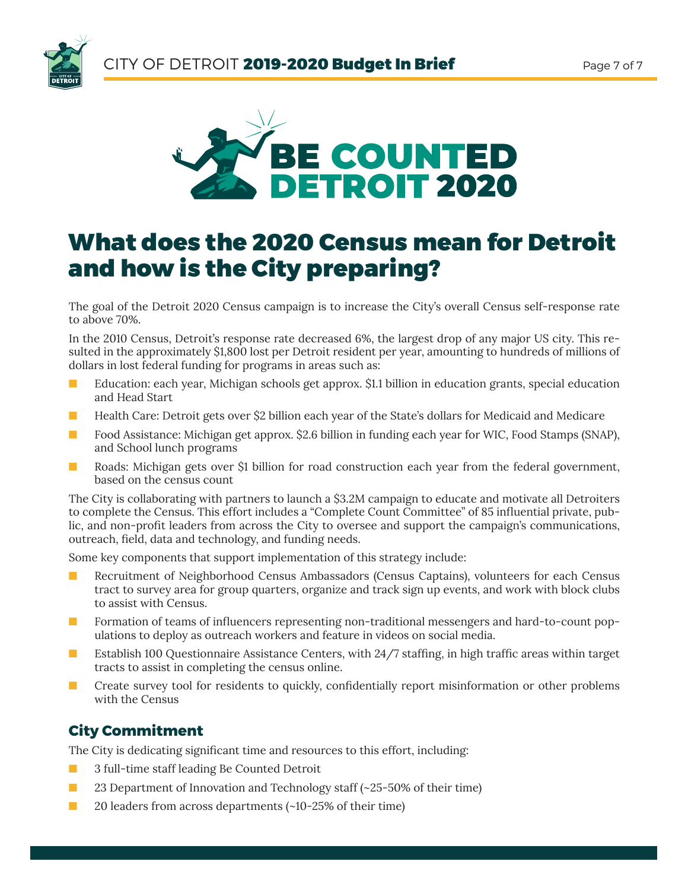# BE COUNTED DETROIT 2020

## What does the 2020 Census mean for Detroit and how is the City preparing?

The goal of the Detroit 2020 Census campaign is to increase the City's overall Census self-response rate to above 70%.

In the 2010 Census, Detroit's response rate decreased 6%, the largest drop of any major US city. This resulted in the approximately $1,800 lost per Detroit resident per year, amounting to hundreds of millions of dollars in lost federal funding for programs in areas such as:

- Education: each year, Michigan schools get approx. $1.1 billion in education grants, special education and Head Start
- Health Care: Detroit gets over $2 billion each year of the State's dollars for Medicaid and Medicare
- Food Assistance: Michigan get approx. $2.6 billion in funding each year for WIC, Food Stamps (SNAP), and School lunch programs
- Roads: Michigan gets over $1 billion for road construction each year from the federal government, based on the census count

The City is collaborating with partners to launch a $3.2M campaign to educate and motivate all Detroiters to complete the Census. This effort includes a "Complete Count Committee" of 85 influential private, public, and non-profit leaders from across the City to oversee and support the campaign's communications, outreach, field, data and technology, and funding needs.

Some key components that support implementation of this strategy include:

- Recruitment of Neighborhood Census Ambassadors (Census Captains), volunteers for each Census tract to survey area for group quarters, organize and track sign up events, and work with block clubs to assist with Census.
- Formation of teams of influencers representing non-traditional messengers and hard-to-count populations to deploy as outreach workers and feature in videos on social media.
- Establish 100 Questionnaire Assistance Centers, with 24/7 staffing, in high traffic areas within target tracts to assist in completing the census online.
- Create survey tool for residents to quickly, confidentially report misinformation or other problems with the Census

### City Commitment

The City is dedicating significant time and resources to this effort, including:

- 3 full-time staff leading Be Counted Detroit
- 23 Department of Innovation and Technology staff (~25-50% of their time)
- 20 leaders from across departments (~10-25% of their time)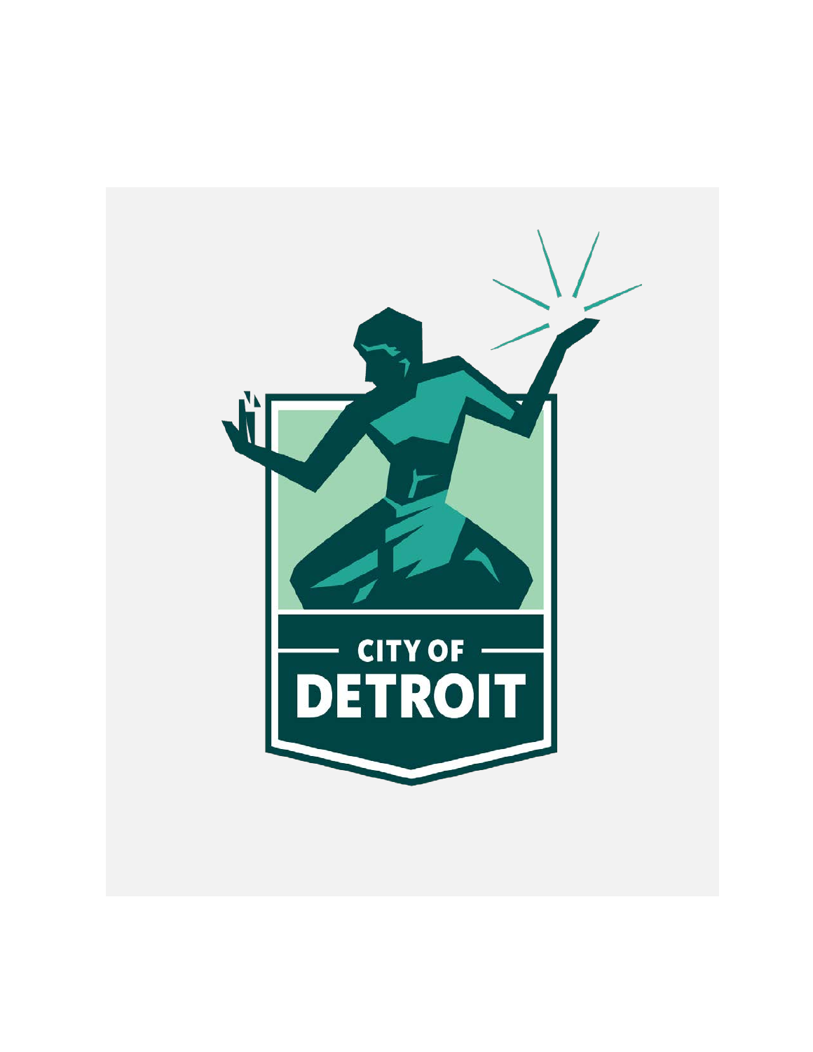CITY OF
DETROIT